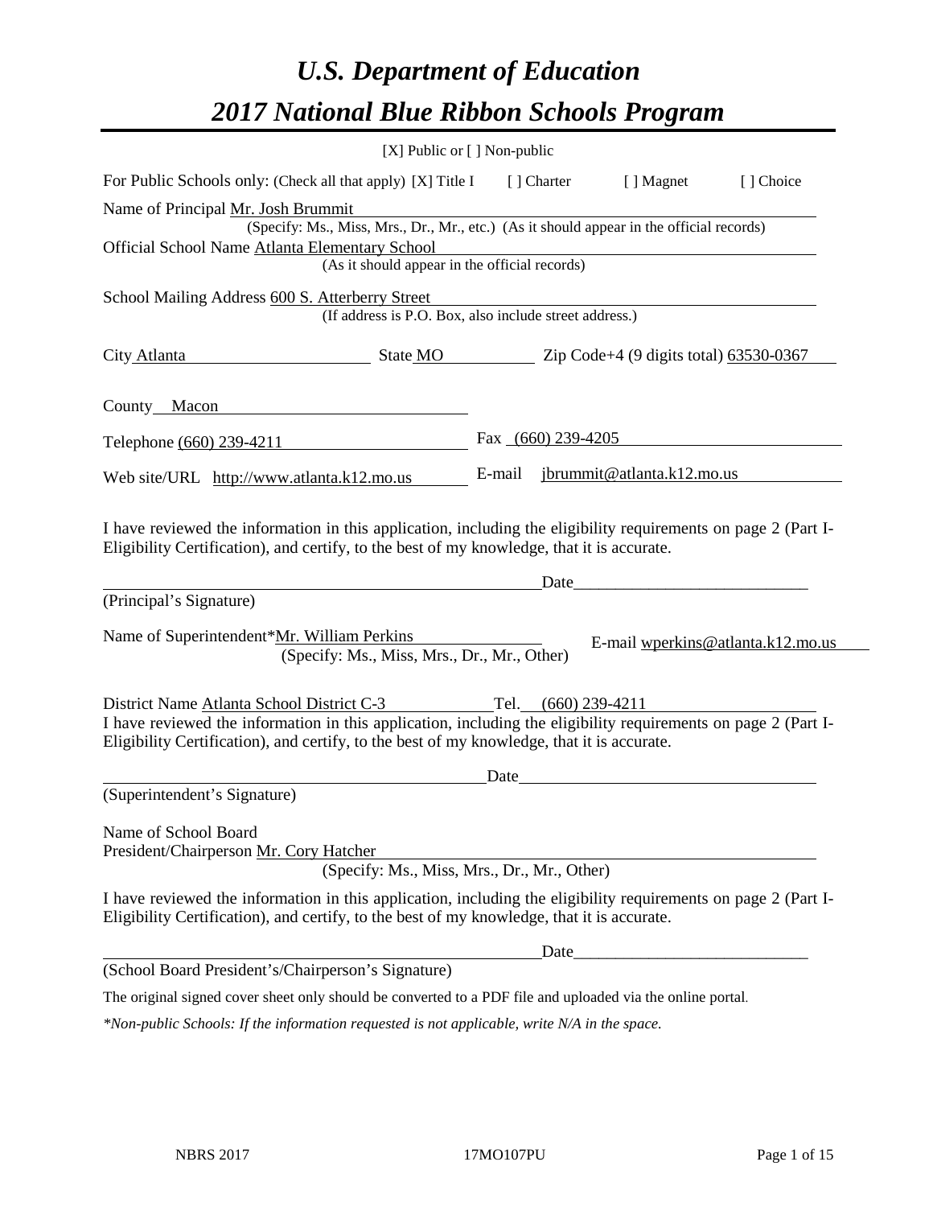# *U.S. Department of Education*

# *2017 National Blue Ribbon Schools Program*

[X] Public or [ ] Non-public

For Public Schools only: (Check all that apply) [X] Title I [ ] Charter [ ] Magnet [ ] Choice

Name of Principal Mr. Josh Brummit
(Specify: Ms., Miss, Mrs., Dr., Mr., etc.) (As it should appear in the official records)

Official School Name Atlanta Elementary School
(As it should appear in the official records)

School Mailing Address 600 S. Atterberry Street
(If address is P.O. Box, also include street address.)

City Atlanta State MO Zip Code+4 (9 digits total) 63530-0367

County Macon

Telephone (660) 239-4211 Fax (660) 239-4205

Web site/URL http://www.atlanta.k12.mo.us E-mail jbrummit@atlanta.k12.mo.us

I have reviewed the information in this application, including the eligibility requirements on page 2 (Part I-Eligibility Certification), and certify, to the best of my knowledge, that it is accurate.

_______________________________________ Date____________________________

(Principal's Signature)

Name of Superintendent*Mr. William Perkins E-mail wperkins@atlanta.k12.mo.us
(Specify: Ms., Miss, Mrs., Dr., Mr., Other)

District Name Atlanta School District C-3 Tel. (660) 239-4211

I have reviewed the information in this application, including the eligibility requirements on page 2 (Part I-Eligibility Certification), and certify, to the best of my knowledge, that it is accurate.

_______________________________________ Date____________________________

(Superintendent's Signature)

Name of School Board
President/Chairperson Mr. Cory Hatcher
(Specify: Ms., Miss, Mrs., Dr., Mr., Other)

I have reviewed the information in this application, including the eligibility requirements on page 2 (Part I-Eligibility Certification), and certify, to the best of my knowledge, that it is accurate.

_______________________________________ Date____________________________

(School Board President's/Chairperson's Signature)

The original signed cover sheet only should be converted to a PDF file and uploaded via the online portal.

*\*Non-public Schools: If the information requested is not applicable, write N/A in the space.*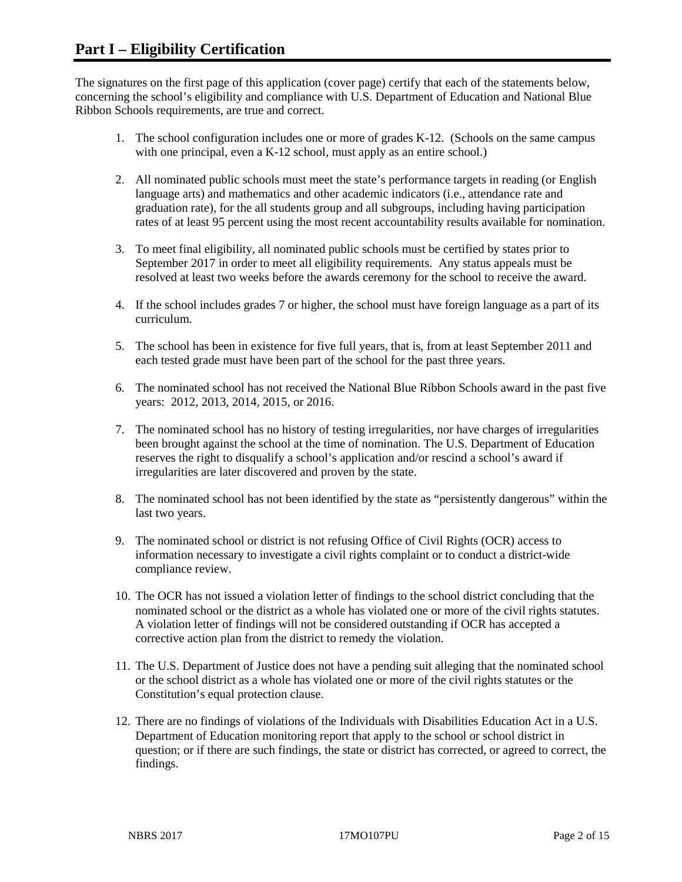# Part I – Eligibility Certification

The signatures on the first page of this application (cover page) certify that each of the statements below, concerning the school's eligibility and compliance with U.S. Department of Education and National Blue Ribbon Schools requirements, are true and correct.

1. The school configuration includes one or more of grades K-12. (Schools on the same campus with one principal, even a K-12 school, must apply as an entire school.)
2. All nominated public schools must meet the state's performance targets in reading (or English language arts) and mathematics and other academic indicators (i.e., attendance rate and graduation rate), for the all students group and all subgroups, including having participation rates of at least 95 percent using the most recent accountability results available for nomination.
3. To meet final eligibility, all nominated public schools must be certified by states prior to September 2017 in order to meet all eligibility requirements. Any status appeals must be resolved at least two weeks before the awards ceremony for the school to receive the award.
4. If the school includes grades 7 or higher, the school must have foreign language as a part of its curriculum.
5. The school has been in existence for five full years, that is, from at least September 2011 and each tested grade must have been part of the school for the past three years.
6. The nominated school has not received the National Blue Ribbon Schools award in the past five years: 2012, 2013, 2014, 2015, or 2016.
7. The nominated school has no history of testing irregularities, nor have charges of irregularities been brought against the school at the time of nomination. The U.S. Department of Education reserves the right to disqualify a school's application and/or rescind a school's award if irregularities are later discovered and proven by the state.
8. The nominated school has not been identified by the state as "persistently dangerous" within the last two years.
9. The nominated school or district is not refusing Office of Civil Rights (OCR) access to information necessary to investigate a civil rights complaint or to conduct a district-wide compliance review.
10. The OCR has not issued a violation letter of findings to the school district concluding that the nominated school or the district as a whole has violated one or more of the civil rights statutes. A violation letter of findings will not be considered outstanding if OCR has accepted a corrective action plan from the district to remedy the violation.
11. The U.S. Department of Justice does not have a pending suit alleging that the nominated school or the school district as a whole has violated one or more of the civil rights statutes or the Constitution's equal protection clause.
12. There are no findings of violations of the Individuals with Disabilities Education Act in a U.S. Department of Education monitoring report that apply to the school or school district in question; or if there are such findings, the state or district has corrected, or agreed to correct, the findings.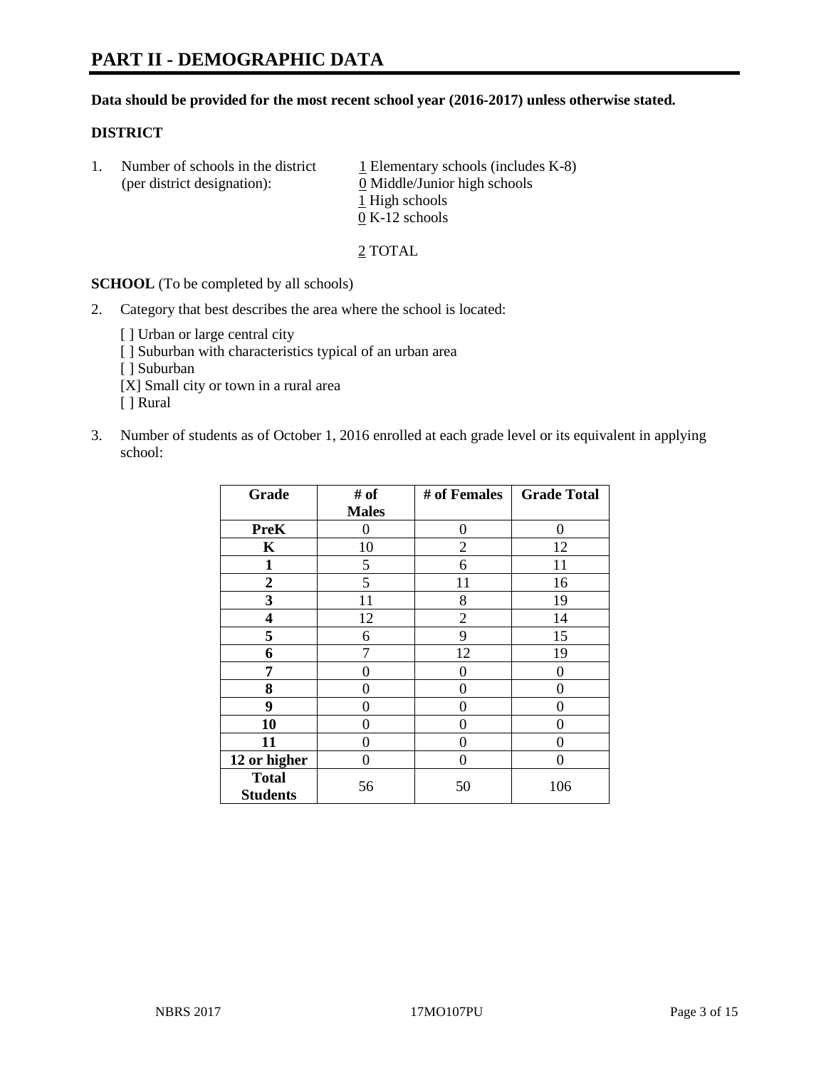# PART II - DEMOGRAPHIC DATA

**Data should be provided for the most recent school year (2016-2017) unless otherwise stated.**

## DISTRICT

1. Number of schools in the district (per district designation):
   1 Elementary schools (includes K-8)
   0 Middle/Junior high schools
   1 High schools
   0 K-12 schools

   2 TOTAL

**SCHOOL** (To be completed by all schools)

2. Category that best describes the area where the school is located:

   [ ] Urban or large central city
   [ ] Suburban with characteristics typical of an urban area
   [ ] Suburban
   [X] Small city or town in a rural area
   [ ] Rural

3. Number of students as of October 1, 2016 enrolled at each grade level or its equivalent in applying school:

| Grade | # of Males | # of Females | Grade Total |
|---|---|---|---|
| **PreK** | 0 | 0 | 0 |
| **K** | 10 | 2 | 12 |
| **1** | 5 | 6 | 11 |
| **2** | 5 | 11 | 16 |
| **3** | 11 | 8 | 19 |
| **4** | 12 | 2 | 14 |
| **5** | 6 | 9 | 15 |
| **6** | 7 | 12 | 19 |
| **7** | 0 | 0 | 0 |
| **8** | 0 | 0 | 0 |
| **9** | 0 | 0 | 0 |
| **10** | 0 | 0 | 0 |
| **11** | 0 | 0 | 0 |
| **12 or higher** | 0 | 0 | 0 |
| **Total Students** | 56 | 50 | 106 |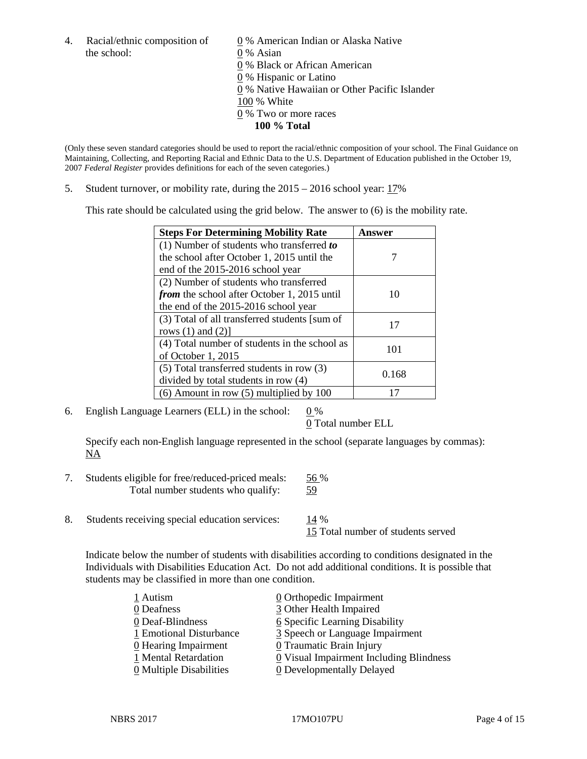4. Racial/ethnic composition of the school:

   0 % American Indian or Alaska Native
   0 % Asian
   0 % Black or African American
   0 % Hispanic or Latino
   0 % Native Hawaiian or Other Pacific Islander
   100 % White
   0 % Two or more races
   **100 % Total**

(Only these seven standard categories should be used to report the racial/ethnic composition of your school. The Final Guidance on Maintaining, Collecting, and Reporting Racial and Ethnic Data to the U.S. Department of Education published in the October 19, 2007 *Federal Register* provides definitions for each of the seven categories.)

5. Student turnover, or mobility rate, during the 2015 – 2016 school year: 17%

   This rate should be calculated using the grid below. The answer to (6) is the mobility rate.

| **Steps For Determining Mobility Rate** | **Answer** |
|---|---|
| (1) Number of students who transferred ***to*** the school after October 1, 2015 until the end of the 2015-2016 school year | 7 |
| (2) Number of students who transferred ***from*** the school after October 1, 2015 until the end of the 2015-2016 school year | 10 |
| (3) Total of all transferred students [sum of rows (1) and (2)] | 17 |
| (4) Total number of students in the school as of October 1, 2015 | 101 |
| (5) Total transferred students in row (3) divided by total students in row (4) | 0.168 |
| (6) Amount in row (5) multiplied by 100 | 17 |

6. English Language Learners (ELL) in the school: 0 %
   0 Total number ELL

   Specify each non-English language represented in the school (separate languages by commas):
   NA

7. Students eligible for free/reduced-priced meals: 56 %
   Total number students who qualify: 59

8. Students receiving special education services: 14 %
   15 Total number of students served

   Indicate below the number of students with disabilities according to conditions designated in the Individuals with Disabilities Education Act. Do not add additional conditions. It is possible that students may be classified in more than one condition.

   1 Autism
   0 Deafness
   0 Deaf-Blindness
   1 Emotional Disturbance
   0 Hearing Impairment
   1 Mental Retardation
   0 Multiple Disabilities
   0 Orthopedic Impairment
   3 Other Health Impaired
   6 Specific Learning Disability
   3 Speech or Language Impairment
   0 Traumatic Brain Injury
   0 Visual Impairment Including Blindness
   0 Developmentally Delayed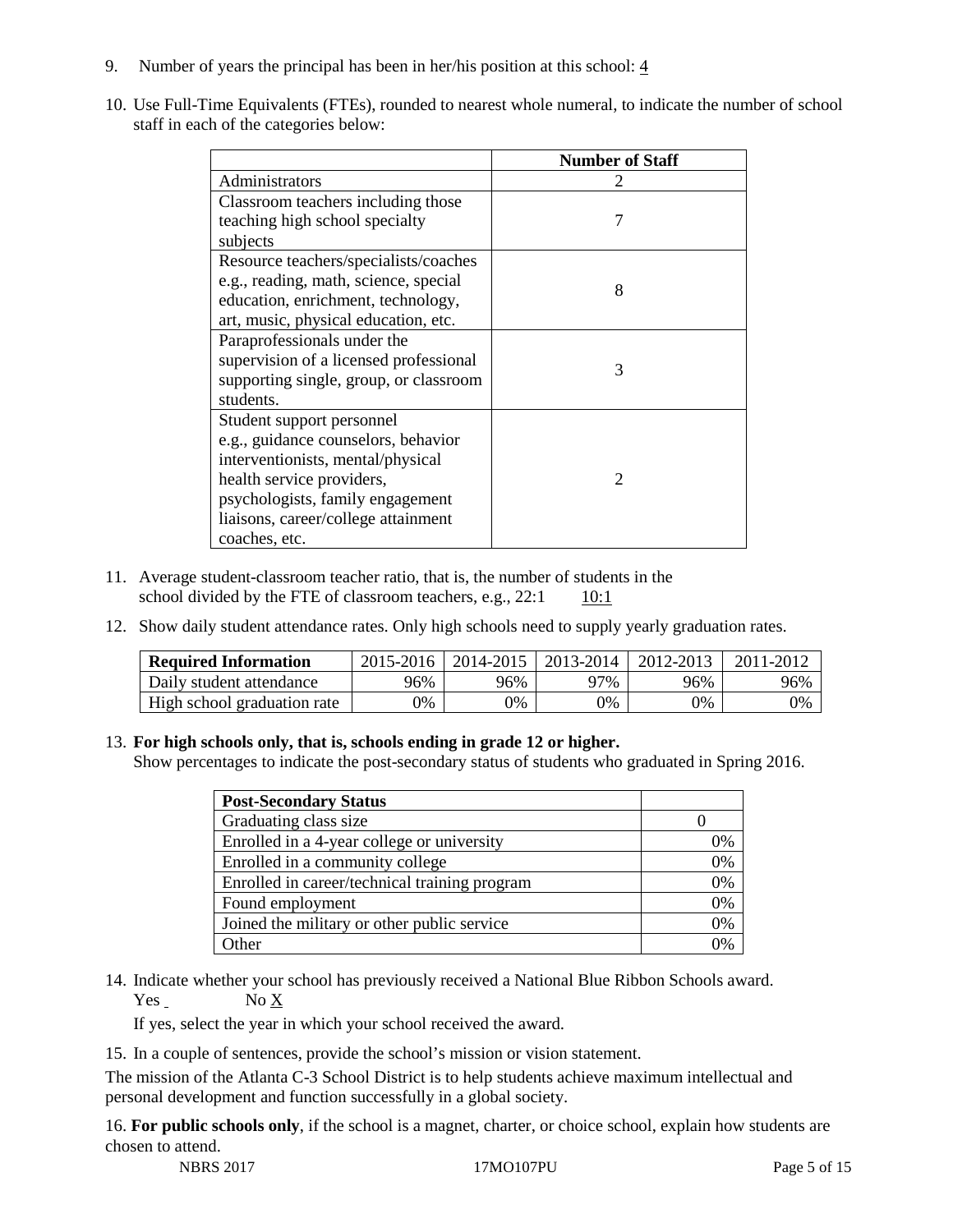9. Number of years the principal has been in her/his position at this school: 4

10. Use Full-Time Equivalents (FTEs), rounded to nearest whole numeral, to indicate the number of school staff in each of the categories below:

| | Number of Staff |
|---|---|
| Administrators | 2 |
| Classroom teachers including those teaching high school specialty subjects | 7 |
| Resource teachers/specialists/coaches e.g., reading, math, science, special education, enrichment, technology, art, music, physical education, etc. | 8 |
| Paraprofessionals under the supervision of a licensed professional supporting single, group, or classroom students. | 3 |
| Student support personnel e.g., guidance counselors, behavior interventionists, mental/physical health service providers, psychologists, family engagement liaisons, career/college attainment coaches, etc. | 2 |

11. Average student-classroom teacher ratio, that is, the number of students in the school divided by the FTE of classroom teachers, e.g., 22:1 10:1

12. Show daily student attendance rates. Only high schools need to supply yearly graduation rates.

| Required Information | 2015-2016 | 2014-2015 | 2013-2014 | 2012-2013 | 2011-2012 |
|---|---|---|---|---|---|
| Daily student attendance | 96% | 96% | 97% | 96% | 96% |
| High school graduation rate | 0% | 0% | 0% | 0% | 0% |

13. **For high schools only, that is, schools ending in grade 12 or higher.**
Show percentages to indicate the post-secondary status of students who graduated in Spring 2016.

| Post-Secondary Status | |
|---|---|
| Graduating class size | 0 |
| Enrolled in a 4-year college or university | 0% |
| Enrolled in a community college | 0% |
| Enrolled in career/technical training program | 0% |
| Found employment | 0% |
| Joined the military or other public service | 0% |
| Other | 0% |

14. Indicate whether your school has previously received a National Blue Ribbon Schools award.
Yes No X

If yes, select the year in which your school received the award.

15. In a couple of sentences, provide the school's mission or vision statement.

The mission of the Atlanta C-3 School District is to help students achieve maximum intellectual and personal development and function successfully in a global society.

16. **For public schools only**, if the school is a magnet, charter, or choice school, explain how students are chosen to attend.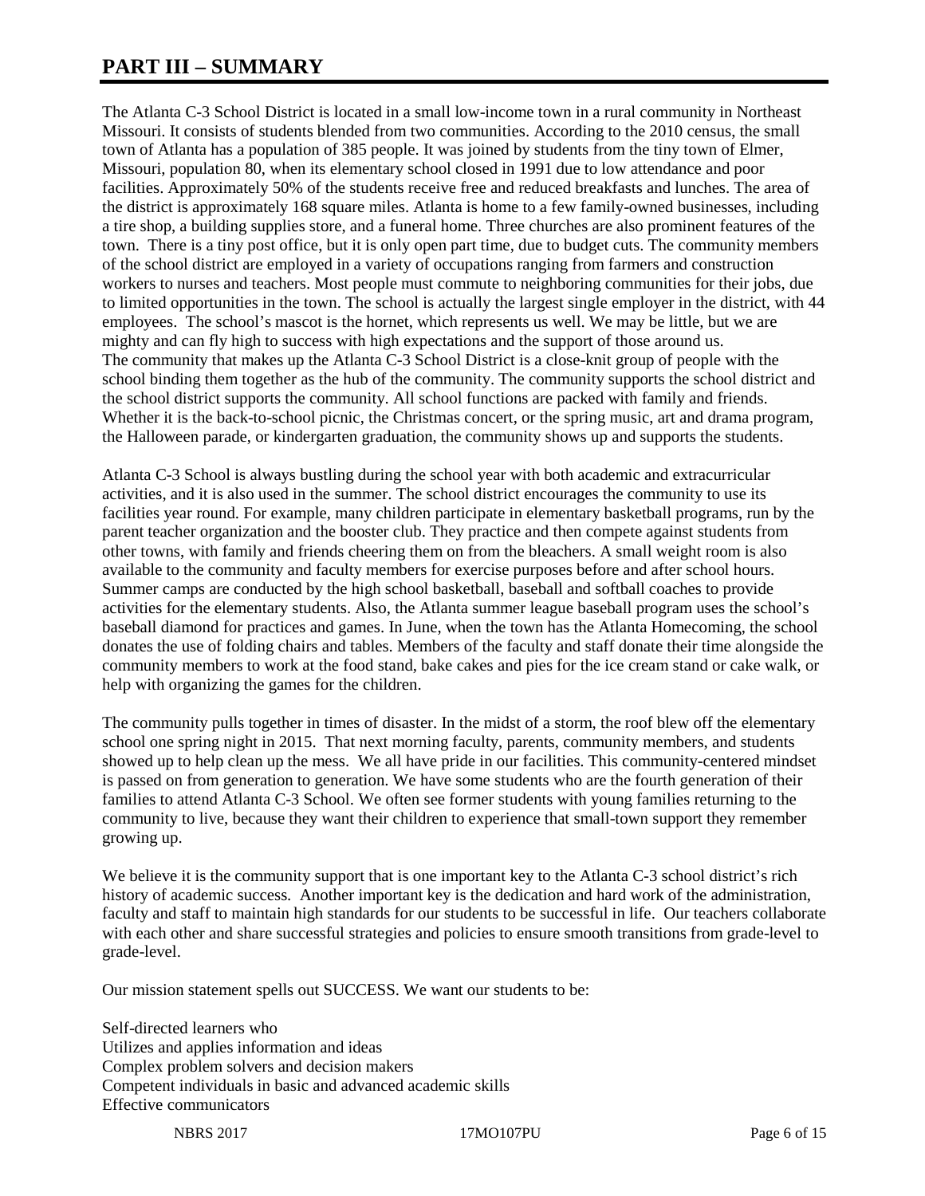# PART III – SUMMARY

The Atlanta C-3 School District is located in a small low-income town in a rural community in Northeast Missouri. It consists of students blended from two communities. According to the 2010 census, the small town of Atlanta has a population of 385 people. It was joined by students from the tiny town of Elmer, Missouri, population 80, when its elementary school closed in 1991 due to low attendance and poor facilities. Approximately 50% of the students receive free and reduced breakfasts and lunches. The area of the district is approximately 168 square miles. Atlanta is home to a few family-owned businesses, including a tire shop, a building supplies store, and a funeral home. Three churches are also prominent features of the town. There is a tiny post office, but it is only open part time, due to budget cuts. The community members of the school district are employed in a variety of occupations ranging from farmers and construction workers to nurses and teachers. Most people must commute to neighboring communities for their jobs, due to limited opportunities in the town. The school is actually the largest single employer in the district, with 44 employees. The school's mascot is the hornet, which represents us well. We may be little, but we are mighty and can fly high to success with high expectations and the support of those around us.
The community that makes up the Atlanta C-3 School District is a close-knit group of people with the school binding them together as the hub of the community. The community supports the school district and the school district supports the community. All school functions are packed with family and friends. Whether it is the back-to-school picnic, the Christmas concert, or the spring music, art and drama program, the Halloween parade, or kindergarten graduation, the community shows up and supports the students.

Atlanta C-3 School is always bustling during the school year with both academic and extracurricular activities, and it is also used in the summer. The school district encourages the community to use its facilities year round. For example, many children participate in elementary basketball programs, run by the parent teacher organization and the booster club. They practice and then compete against students from other towns, with family and friends cheering them on from the bleachers. A small weight room is also available to the community and faculty members for exercise purposes before and after school hours. Summer camps are conducted by the high school basketball, baseball and softball coaches to provide activities for the elementary students. Also, the Atlanta summer league baseball program uses the school's baseball diamond for practices and games. In June, when the town has the Atlanta Homecoming, the school donates the use of folding chairs and tables. Members of the faculty and staff donate their time alongside the community members to work at the food stand, bake cakes and pies for the ice cream stand or cake walk, or help with organizing the games for the children.

The community pulls together in times of disaster. In the midst of a storm, the roof blew off the elementary school one spring night in 2015. That next morning faculty, parents, community members, and students showed up to help clean up the mess. We all have pride in our facilities. This community-centered mindset is passed on from generation to generation. We have some students who are the fourth generation of their families to attend Atlanta C-3 School. We often see former students with young families returning to the community to live, because they want their children to experience that small-town support they remember growing up.

We believe it is the community support that is one important key to the Atlanta C-3 school district's rich history of academic success. Another important key is the dedication and hard work of the administration, faculty and staff to maintain high standards for our students to be successful in life. Our teachers collaborate with each other and share successful strategies and policies to ensure smooth transitions from grade-level to grade-level.

Our mission statement spells out SUCCESS. We want our students to be:

Self-directed learners who
Utilizes and applies information and ideas
Complex problem solvers and decision makers
Competent individuals in basic and advanced academic skills
Effective communicators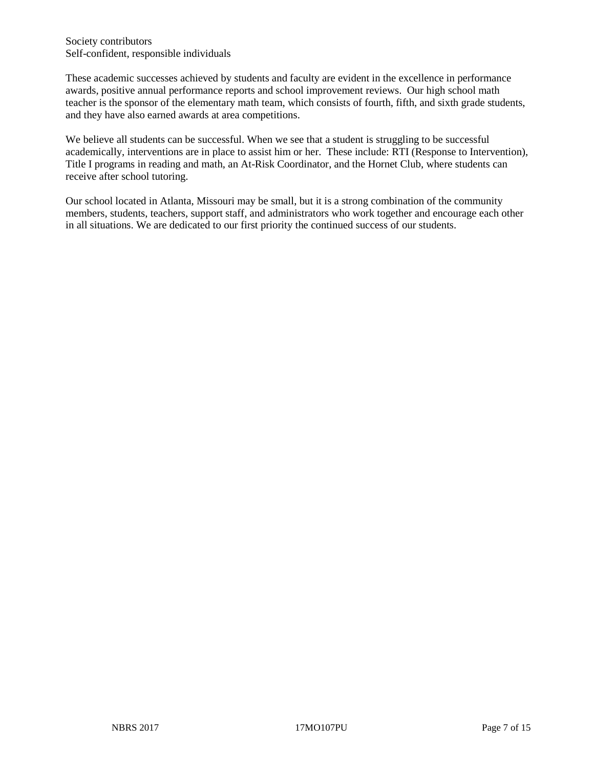Society contributors
Self-confident, responsible individuals

These academic successes achieved by students and faculty are evident in the excellence in performance awards, positive annual performance reports and school improvement reviews. Our high school math teacher is the sponsor of the elementary math team, which consists of fourth, fifth, and sixth grade students, and they have also earned awards at area competitions.

We believe all students can be successful. When we see that a student is struggling to be successful academically, interventions are in place to assist him or her. These include: RTI (Response to Intervention), Title I programs in reading and math, an At-Risk Coordinator, and the Hornet Club, where students can receive after school tutoring.

Our school located in Atlanta, Missouri may be small, but it is a strong combination of the community members, students, teachers, support staff, and administrators who work together and encourage each other in all situations. We are dedicated to our first priority the continued success of our students.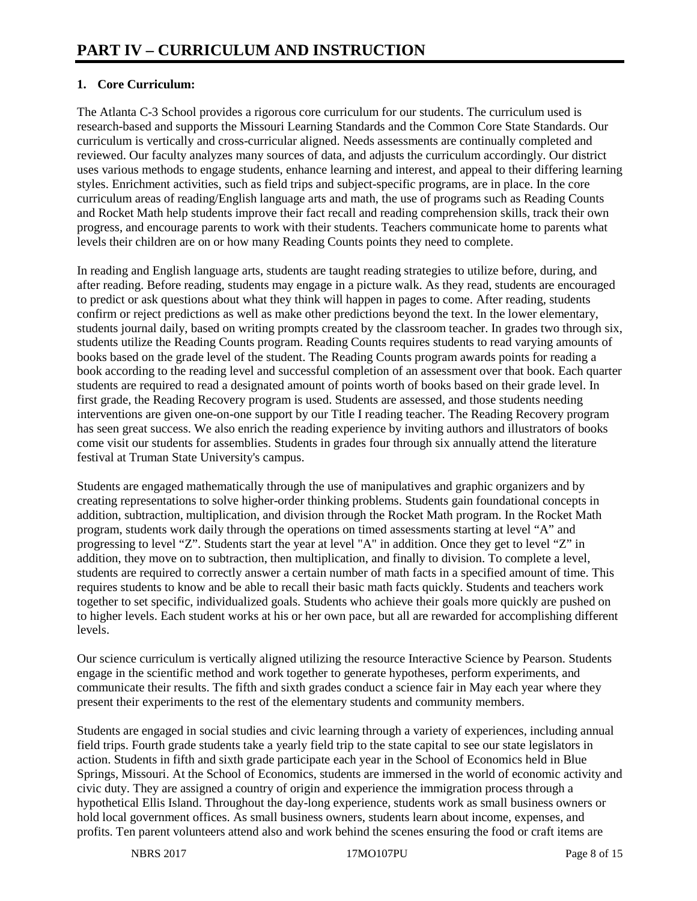# PART IV – CURRICULUM AND INSTRUCTION

## 1. Core Curriculum:

The Atlanta C-3 School provides a rigorous core curriculum for our students. The curriculum used is research-based and supports the Missouri Learning Standards and the Common Core State Standards. Our curriculum is vertically and cross-curricular aligned. Needs assessments are continually completed and reviewed. Our faculty analyzes many sources of data, and adjusts the curriculum accordingly. Our district uses various methods to engage students, enhance learning and interest, and appeal to their differing learning styles. Enrichment activities, such as field trips and subject-specific programs, are in place. In the core curriculum areas of reading/English language arts and math, the use of programs such as Reading Counts and Rocket Math help students improve their fact recall and reading comprehension skills, track their own progress, and encourage parents to work with their students. Teachers communicate home to parents what levels their children are on or how many Reading Counts points they need to complete.

In reading and English language arts, students are taught reading strategies to utilize before, during, and after reading. Before reading, students may engage in a picture walk. As they read, students are encouraged to predict or ask questions about what they think will happen in pages to come. After reading, students confirm or reject predictions as well as make other predictions beyond the text. In the lower elementary, students journal daily, based on writing prompts created by the classroom teacher. In grades two through six, students utilize the Reading Counts program. Reading Counts requires students to read varying amounts of books based on the grade level of the student. The Reading Counts program awards points for reading a book according to the reading level and successful completion of an assessment over that book. Each quarter students are required to read a designated amount of points worth of books based on their grade level. In first grade, the Reading Recovery program is used. Students are assessed, and those students needing interventions are given one-on-one support by our Title I reading teacher. The Reading Recovery program has seen great success. We also enrich the reading experience by inviting authors and illustrators of books come visit our students for assemblies. Students in grades four through six annually attend the literature festival at Truman State University's campus.

Students are engaged mathematically through the use of manipulatives and graphic organizers and by creating representations to solve higher-order thinking problems. Students gain foundational concepts in addition, subtraction, multiplication, and division through the Rocket Math program. In the Rocket Math program, students work daily through the operations on timed assessments starting at level "A" and progressing to level "Z". Students start the year at level "A" in addition. Once they get to level "Z" in addition, they move on to subtraction, then multiplication, and finally to division. To complete a level, students are required to correctly answer a certain number of math facts in a specified amount of time. This requires students to know and be able to recall their basic math facts quickly. Students and teachers work together to set specific, individualized goals. Students who achieve their goals more quickly are pushed on to higher levels. Each student works at his or her own pace, but all are rewarded for accomplishing different levels.

Our science curriculum is vertically aligned utilizing the resource Interactive Science by Pearson. Students engage in the scientific method and work together to generate hypotheses, perform experiments, and communicate their results. The fifth and sixth grades conduct a science fair in May each year where they present their experiments to the rest of the elementary students and community members.

Students are engaged in social studies and civic learning through a variety of experiences, including annual field trips. Fourth grade students take a yearly field trip to the state capital to see our state legislators in action. Students in fifth and sixth grade participate each year in the School of Economics held in Blue Springs, Missouri. At the School of Economics, students are immersed in the world of economic activity and civic duty. They are assigned a country of origin and experience the immigration process through a hypothetical Ellis Island. Throughout the day-long experience, students work as small business owners or hold local government offices. As small business owners, students learn about income, expenses, and profits. Ten parent volunteers attend also and work behind the scenes ensuring the food or craft items are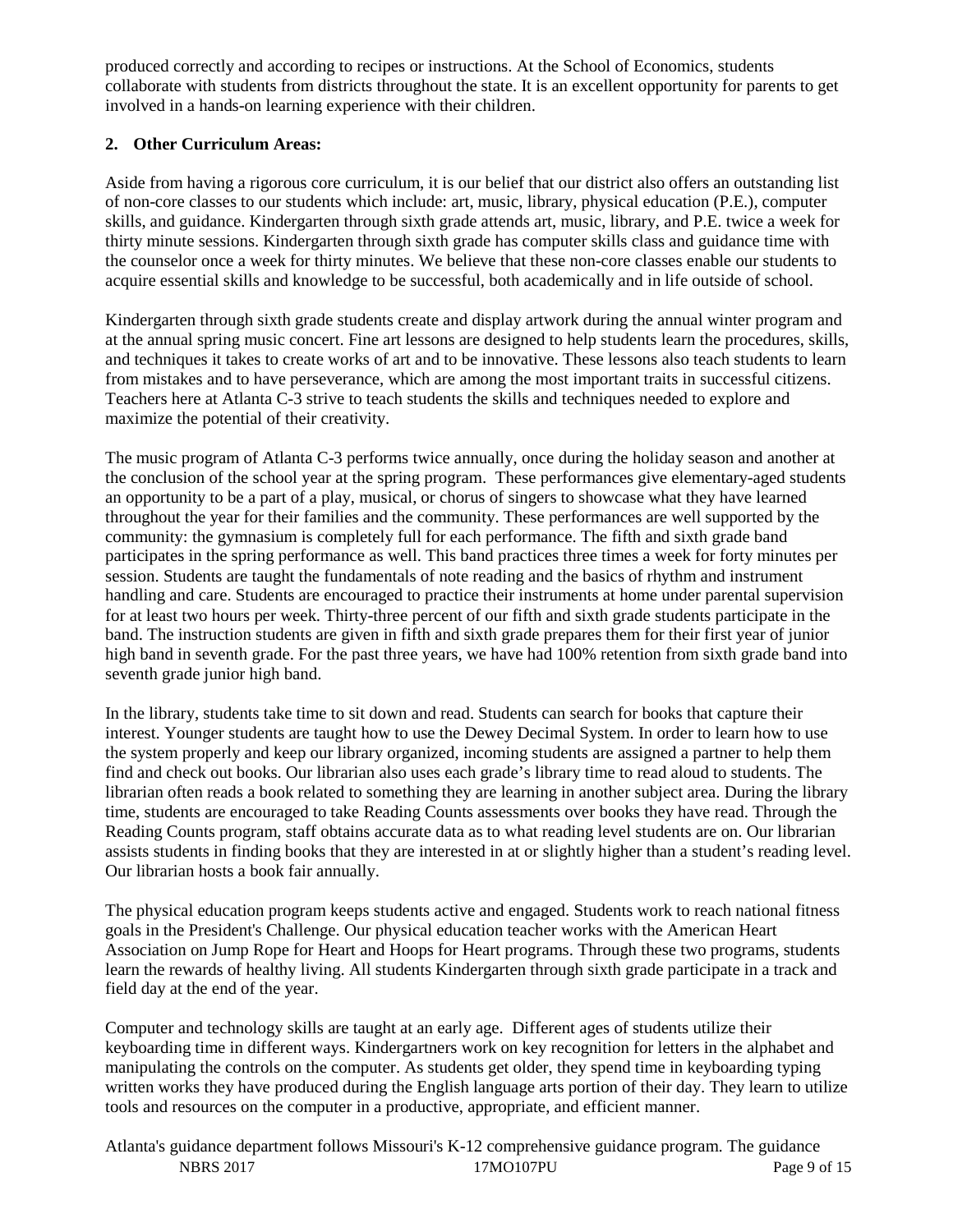produced correctly and according to recipes or instructions. At the School of Economics, students collaborate with students from districts throughout the state. It is an excellent opportunity for parents to get involved in a hands-on learning experience with their children.

**2. Other Curriculum Areas:**

Aside from having a rigorous core curriculum, it is our belief that our district also offers an outstanding list of non-core classes to our students which include: art, music, library, physical education (P.E.), computer skills, and guidance. Kindergarten through sixth grade attends art, music, library, and P.E. twice a week for thirty minute sessions. Kindergarten through sixth grade has computer skills class and guidance time with the counselor once a week for thirty minutes. We believe that these non-core classes enable our students to acquire essential skills and knowledge to be successful, both academically and in life outside of school.

Kindergarten through sixth grade students create and display artwork during the annual winter program and at the annual spring music concert. Fine art lessons are designed to help students learn the procedures, skills, and techniques it takes to create works of art and to be innovative. These lessons also teach students to learn from mistakes and to have perseverance, which are among the most important traits in successful citizens. Teachers here at Atlanta C-3 strive to teach students the skills and techniques needed to explore and maximize the potential of their creativity.

The music program of Atlanta C-3 performs twice annually, once during the holiday season and another at the conclusion of the school year at the spring program. These performances give elementary-aged students an opportunity to be a part of a play, musical, or chorus of singers to showcase what they have learned throughout the year for their families and the community. These performances are well supported by the community: the gymnasium is completely full for each performance. The fifth and sixth grade band participates in the spring performance as well. This band practices three times a week for forty minutes per session. Students are taught the fundamentals of note reading and the basics of rhythm and instrument handling and care. Students are encouraged to practice their instruments at home under parental supervision for at least two hours per week. Thirty-three percent of our fifth and sixth grade students participate in the band. The instruction students are given in fifth and sixth grade prepares them for their first year of junior high band in seventh grade. For the past three years, we have had 100% retention from sixth grade band into seventh grade junior high band.

In the library, students take time to sit down and read. Students can search for books that capture their interest. Younger students are taught how to use the Dewey Decimal System. In order to learn how to use the system properly and keep our library organized, incoming students are assigned a partner to help them find and check out books. Our librarian also uses each grade's library time to read aloud to students. The librarian often reads a book related to something they are learning in another subject area. During the library time, students are encouraged to take Reading Counts assessments over books they have read. Through the Reading Counts program, staff obtains accurate data as to what reading level students are on. Our librarian assists students in finding books that they are interested in at or slightly higher than a student's reading level. Our librarian hosts a book fair annually.

The physical education program keeps students active and engaged. Students work to reach national fitness goals in the President's Challenge. Our physical education teacher works with the American Heart Association on Jump Rope for Heart and Hoops for Heart programs. Through these two programs, students learn the rewards of healthy living. All students Kindergarten through sixth grade participate in a track and field day at the end of the year.

Computer and technology skills are taught at an early age. Different ages of students utilize their keyboarding time in different ways. Kindergartners work on key recognition for letters in the alphabet and manipulating the controls on the computer. As students get older, they spend time in keyboarding typing written works they have produced during the English language arts portion of their day. They learn to utilize tools and resources on the computer in a productive, appropriate, and efficient manner.

Atlanta's guidance department follows Missouri's K-12 comprehensive guidance program. The guidance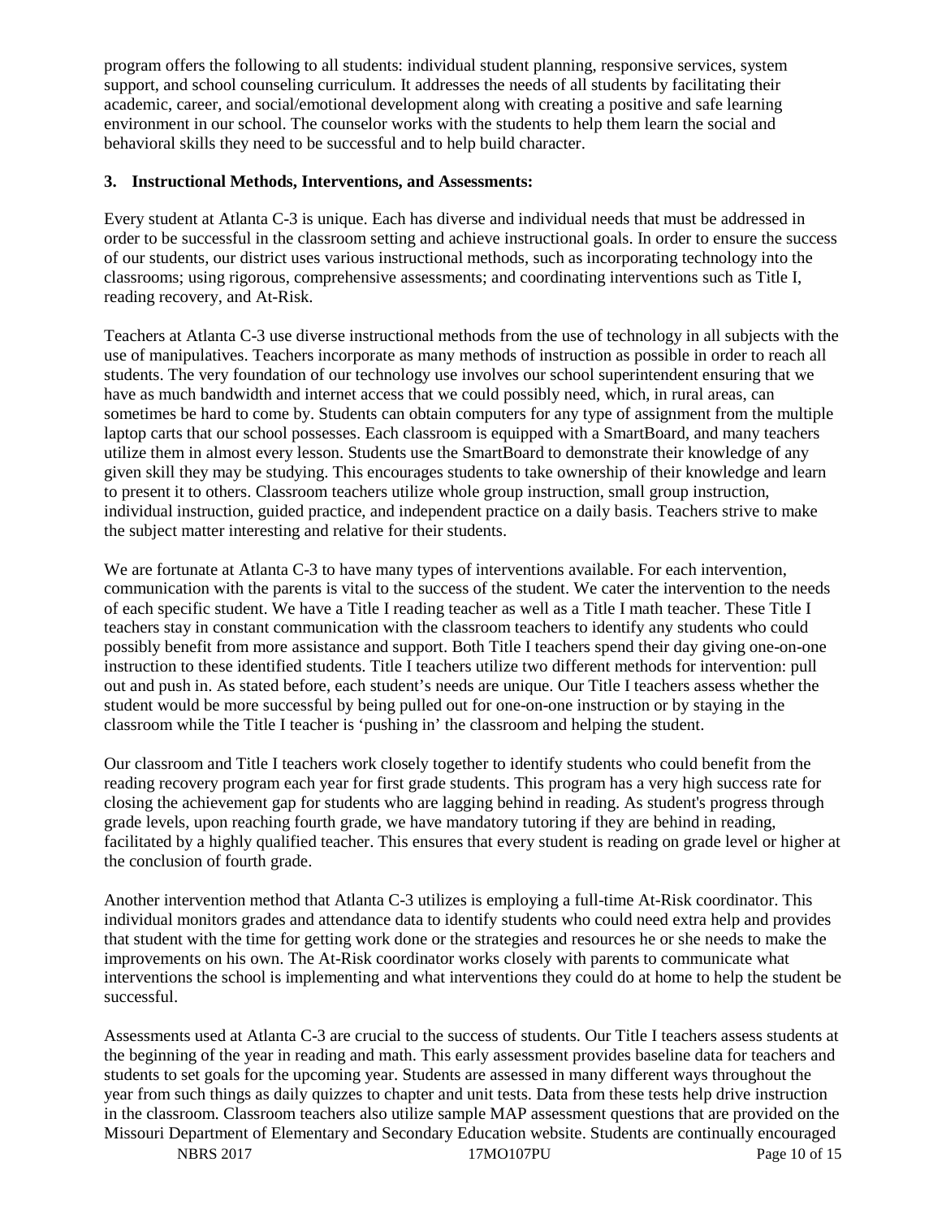program offers the following to all students: individual student planning, responsive services, system support, and school counseling curriculum. It addresses the needs of all students by facilitating their academic, career, and social/emotional development along with creating a positive and safe learning environment in our school. The counselor works with the students to help them learn the social and behavioral skills they need to be successful and to help build character.

**3. Instructional Methods, Interventions, and Assessments:**

Every student at Atlanta C-3 is unique. Each has diverse and individual needs that must be addressed in order to be successful in the classroom setting and achieve instructional goals. In order to ensure the success of our students, our district uses various instructional methods, such as incorporating technology into the classrooms; using rigorous, comprehensive assessments; and coordinating interventions such as Title I, reading recovery, and At-Risk.

Teachers at Atlanta C-3 use diverse instructional methods from the use of technology in all subjects with the use of manipulatives. Teachers incorporate as many methods of instruction as possible in order to reach all students. The very foundation of our technology use involves our school superintendent ensuring that we have as much bandwidth and internet access that we could possibly need, which, in rural areas, can sometimes be hard to come by. Students can obtain computers for any type of assignment from the multiple laptop carts that our school possesses. Each classroom is equipped with a SmartBoard, and many teachers utilize them in almost every lesson. Students use the SmartBoard to demonstrate their knowledge of any given skill they may be studying. This encourages students to take ownership of their knowledge and learn to present it to others. Classroom teachers utilize whole group instruction, small group instruction, individual instruction, guided practice, and independent practice on a daily basis. Teachers strive to make the subject matter interesting and relative for their students.

We are fortunate at Atlanta C-3 to have many types of interventions available. For each intervention, communication with the parents is vital to the success of the student. We cater the intervention to the needs of each specific student. We have a Title I reading teacher as well as a Title I math teacher. These Title I teachers stay in constant communication with the classroom teachers to identify any students who could possibly benefit from more assistance and support. Both Title I teachers spend their day giving one-on-one instruction to these identified students. Title I teachers utilize two different methods for intervention: pull out and push in. As stated before, each student's needs are unique. Our Title I teachers assess whether the student would be more successful by being pulled out for one-on-one instruction or by staying in the classroom while the Title I teacher is 'pushing in' the classroom and helping the student.

Our classroom and Title I teachers work closely together to identify students who could benefit from the reading recovery program each year for first grade students. This program has a very high success rate for closing the achievement gap for students who are lagging behind in reading. As student's progress through grade levels, upon reaching fourth grade, we have mandatory tutoring if they are behind in reading, facilitated by a highly qualified teacher. This ensures that every student is reading on grade level or higher at the conclusion of fourth grade.

Another intervention method that Atlanta C-3 utilizes is employing a full-time At-Risk coordinator. This individual monitors grades and attendance data to identify students who could need extra help and provides that student with the time for getting work done or the strategies and resources he or she needs to make the improvements on his own. The At-Risk coordinator works closely with parents to communicate what interventions the school is implementing and what interventions they could do at home to help the student be successful.

Assessments used at Atlanta C-3 are crucial to the success of students. Our Title I teachers assess students at the beginning of the year in reading and math. This early assessment provides baseline data for teachers and students to set goals for the upcoming year. Students are assessed in many different ways throughout the year from such things as daily quizzes to chapter and unit tests. Data from these tests help drive instruction in the classroom. Classroom teachers also utilize sample MAP assessment questions that are provided on the Missouri Department of Elementary and Secondary Education website. Students are continually encouraged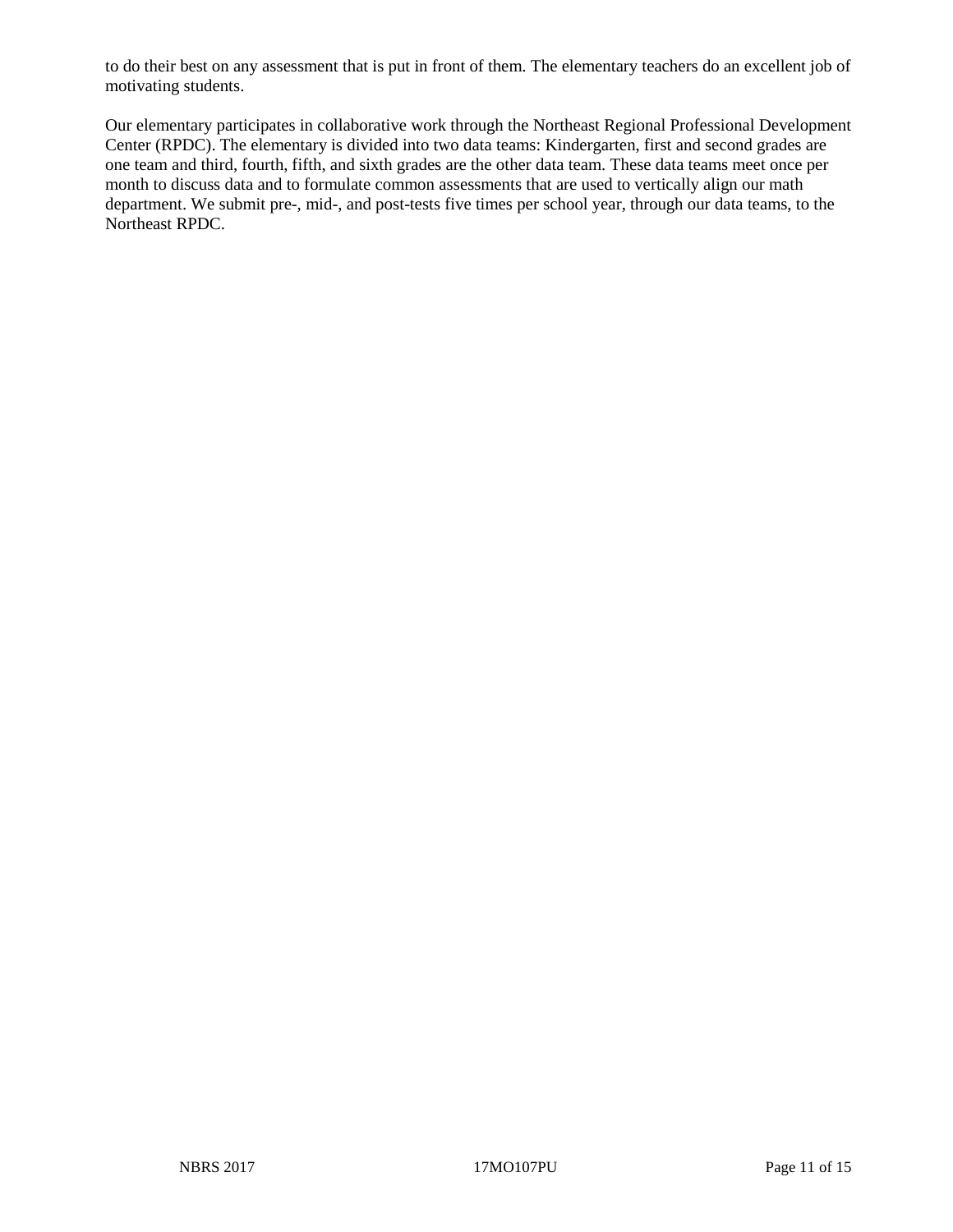to do their best on any assessment that is put in front of them. The elementary teachers do an excellent job of motivating students.

Our elementary participates in collaborative work through the Northeast Regional Professional Development Center (RPDC). The elementary is divided into two data teams: Kindergarten, first and second grades are one team and third, fourth, fifth, and sixth grades are the other data team. These data teams meet once per month to discuss data and to formulate common assessments that are used to vertically align our math department. We submit pre-, mid-, and post-tests five times per school year, through our data teams, to the Northeast RPDC.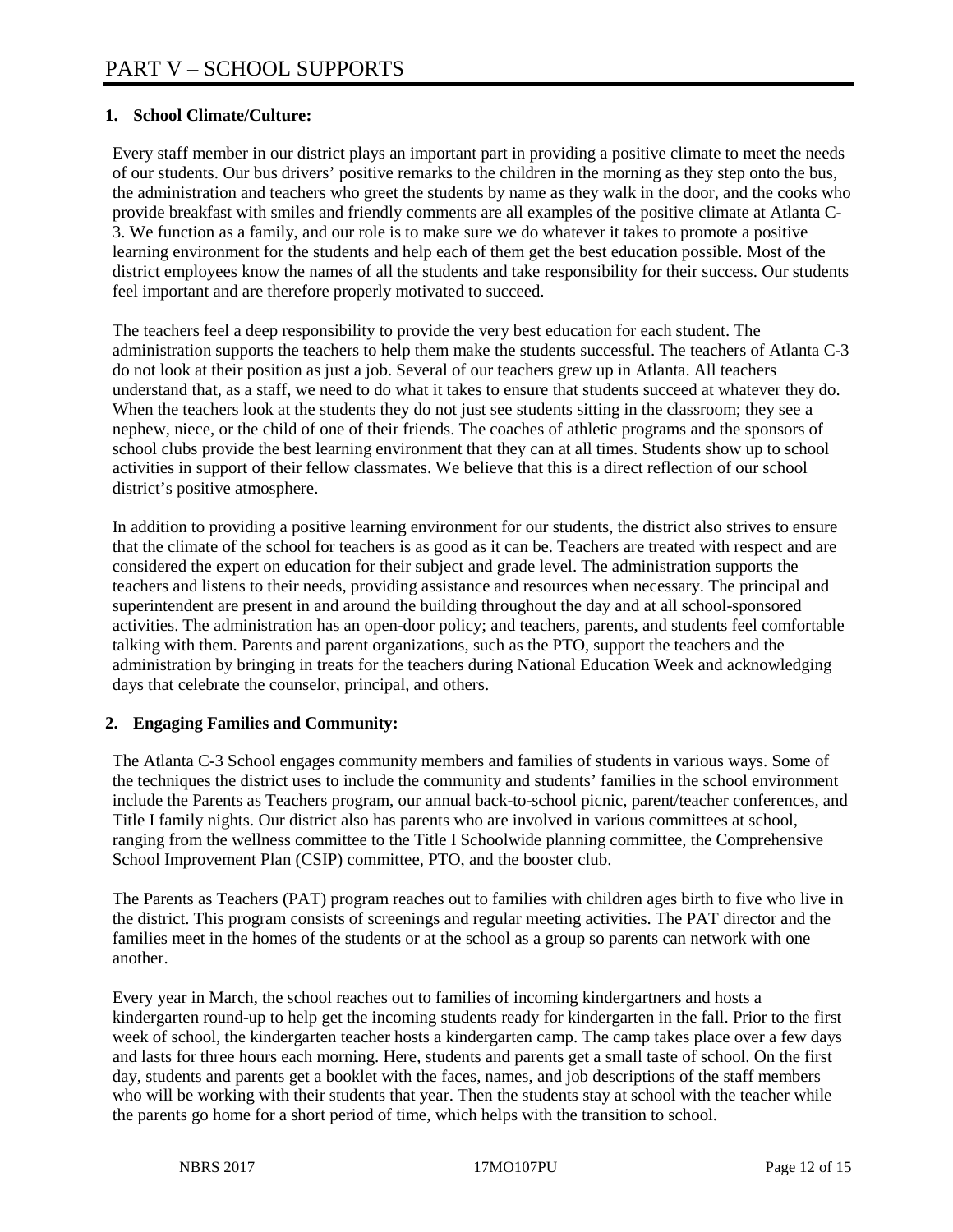# PART V – SCHOOL SUPPORTS

**1. School Climate/Culture:**

Every staff member in our district plays an important part in providing a positive climate to meet the needs of our students. Our bus drivers' positive remarks to the children in the morning as they step onto the bus, the administration and teachers who greet the students by name as they walk in the door, and the cooks who provide breakfast with smiles and friendly comments are all examples of the positive climate at Atlanta C-3. We function as a family, and our role is to make sure we do whatever it takes to promote a positive learning environment for the students and help each of them get the best education possible. Most of the district employees know the names of all the students and take responsibility for their success. Our students feel important and are therefore properly motivated to succeed.

The teachers feel a deep responsibility to provide the very best education for each student. The administration supports the teachers to help them make the students successful. The teachers of Atlanta C-3 do not look at their position as just a job. Several of our teachers grew up in Atlanta. All teachers understand that, as a staff, we need to do what it takes to ensure that students succeed at whatever they do. When the teachers look at the students they do not just see students sitting in the classroom; they see a nephew, niece, or the child of one of their friends. The coaches of athletic programs and the sponsors of school clubs provide the best learning environment that they can at all times. Students show up to school activities in support of their fellow classmates. We believe that this is a direct reflection of our school district's positive atmosphere.

In addition to providing a positive learning environment for our students, the district also strives to ensure that the climate of the school for teachers is as good as it can be. Teachers are treated with respect and are considered the expert on education for their subject and grade level. The administration supports the teachers and listens to their needs, providing assistance and resources when necessary. The principal and superintendent are present in and around the building throughout the day and at all school-sponsored activities. The administration has an open-door policy; and teachers, parents, and students feel comfortable talking with them. Parents and parent organizations, such as the PTO, support the teachers and the administration by bringing in treats for the teachers during National Education Week and acknowledging days that celebrate the counselor, principal, and others.

**2. Engaging Families and Community:**

The Atlanta C-3 School engages community members and families of students in various ways. Some of the techniques the district uses to include the community and students' families in the school environment include the Parents as Teachers program, our annual back-to-school picnic, parent/teacher conferences, and Title I family nights. Our district also has parents who are involved in various committees at school, ranging from the wellness committee to the Title I Schoolwide planning committee, the Comprehensive School Improvement Plan (CSIP) committee, PTO, and the booster club.

The Parents as Teachers (PAT) program reaches out to families with children ages birth to five who live in the district. This program consists of screenings and regular meeting activities. The PAT director and the families meet in the homes of the students or at the school as a group so parents can network with one another.

Every year in March, the school reaches out to families of incoming kindergartners and hosts a kindergarten round-up to help get the incoming students ready for kindergarten in the fall. Prior to the first week of school, the kindergarten teacher hosts a kindergarten camp. The camp takes place over a few days and lasts for three hours each morning. Here, students and parents get a small taste of school. On the first day, students and parents get a booklet with the faces, names, and job descriptions of the staff members who will be working with their students that year. Then the students stay at school with the teacher while the parents go home for a short period of time, which helps with the transition to school.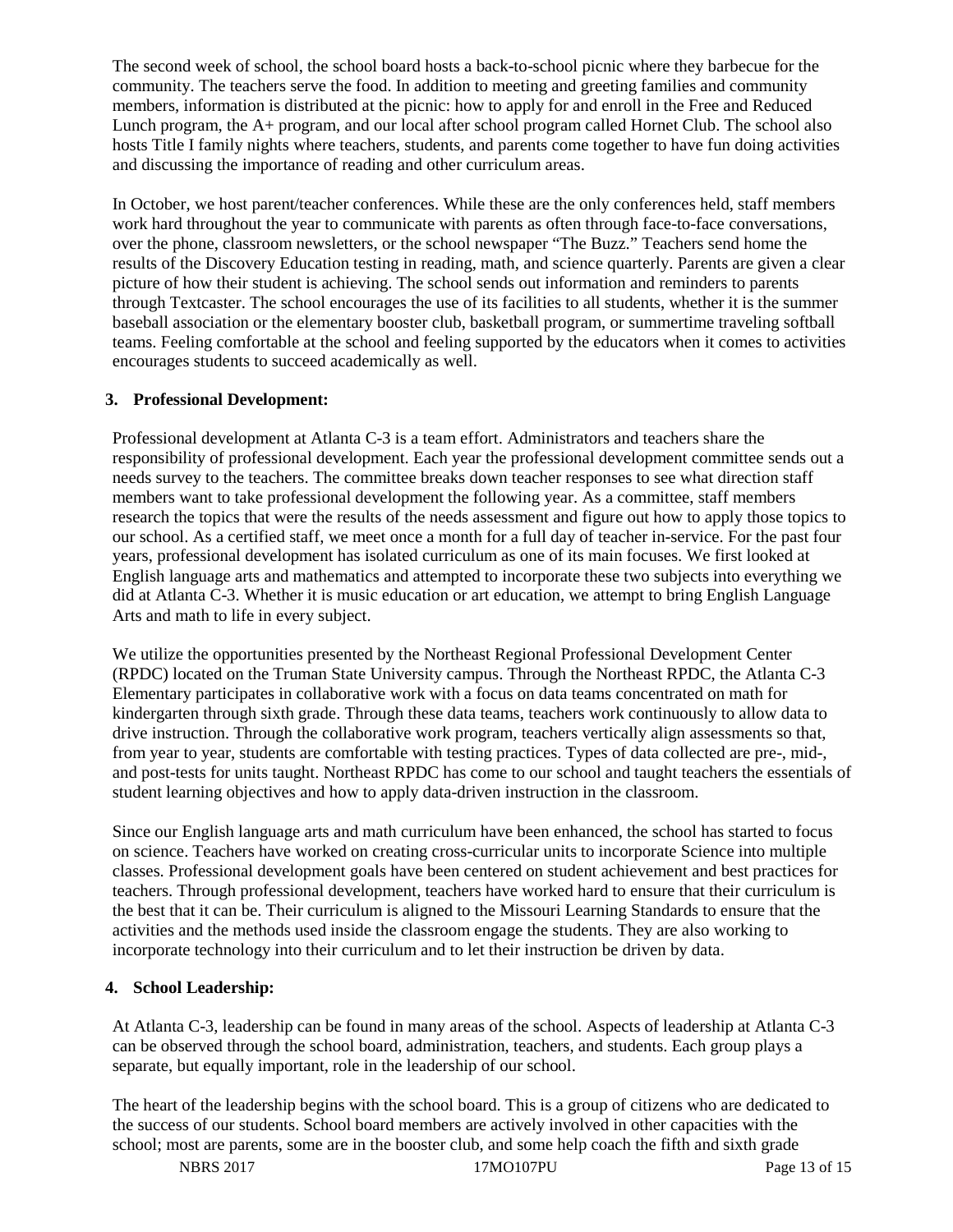The second week of school, the school board hosts a back-to-school picnic where they barbecue for the community. The teachers serve the food. In addition to meeting and greeting families and community members, information is distributed at the picnic: how to apply for and enroll in the Free and Reduced Lunch program, the A+ program, and our local after school program called Hornet Club. The school also hosts Title I family nights where teachers, students, and parents come together to have fun doing activities and discussing the importance of reading and other curriculum areas.

In October, we host parent/teacher conferences. While these are the only conferences held, staff members work hard throughout the year to communicate with parents as often through face-to-face conversations, over the phone, classroom newsletters, or the school newspaper "The Buzz." Teachers send home the results of the Discovery Education testing in reading, math, and science quarterly. Parents are given a clear picture of how their student is achieving. The school sends out information and reminders to parents through Textcaster. The school encourages the use of its facilities to all students, whether it is the summer baseball association or the elementary booster club, basketball program, or summertime traveling softball teams. Feeling comfortable at the school and feeling supported by the educators when it comes to activities encourages students to succeed academically as well.

**3. Professional Development:**

Professional development at Atlanta C-3 is a team effort. Administrators and teachers share the responsibility of professional development. Each year the professional development committee sends out a needs survey to the teachers. The committee breaks down teacher responses to see what direction staff members want to take professional development the following year. As a committee, staff members research the topics that were the results of the needs assessment and figure out how to apply those topics to our school. As a certified staff, we meet once a month for a full day of teacher in-service. For the past four years, professional development has isolated curriculum as one of its main focuses. We first looked at English language arts and mathematics and attempted to incorporate these two subjects into everything we did at Atlanta C-3. Whether it is music education or art education, we attempt to bring English Language Arts and math to life in every subject.

We utilize the opportunities presented by the Northeast Regional Professional Development Center (RPDC) located on the Truman State University campus. Through the Northeast RPDC, the Atlanta C-3 Elementary participates in collaborative work with a focus on data teams concentrated on math for kindergarten through sixth grade. Through these data teams, teachers work continuously to allow data to drive instruction. Through the collaborative work program, teachers vertically align assessments so that, from year to year, students are comfortable with testing practices. Types of data collected are pre-, mid-, and post-tests for units taught. Northeast RPDC has come to our school and taught teachers the essentials of student learning objectives and how to apply data-driven instruction in the classroom.

Since our English language arts and math curriculum have been enhanced, the school has started to focus on science. Teachers have worked on creating cross-curricular units to incorporate Science into multiple classes. Professional development goals have been centered on student achievement and best practices for teachers. Through professional development, teachers have worked hard to ensure that their curriculum is the best that it can be. Their curriculum is aligned to the Missouri Learning Standards to ensure that the activities and the methods used inside the classroom engage the students. They are also working to incorporate technology into their curriculum and to let their instruction be driven by data.

**4. School Leadership:**

At Atlanta C-3, leadership can be found in many areas of the school. Aspects of leadership at Atlanta C-3 can be observed through the school board, administration, teachers, and students. Each group plays a separate, but equally important, role in the leadership of our school.

The heart of the leadership begins with the school board. This is a group of citizens who are dedicated to the success of our students. School board members are actively involved in other capacities with the school; most are parents, some are in the booster club, and some help coach the fifth and sixth grade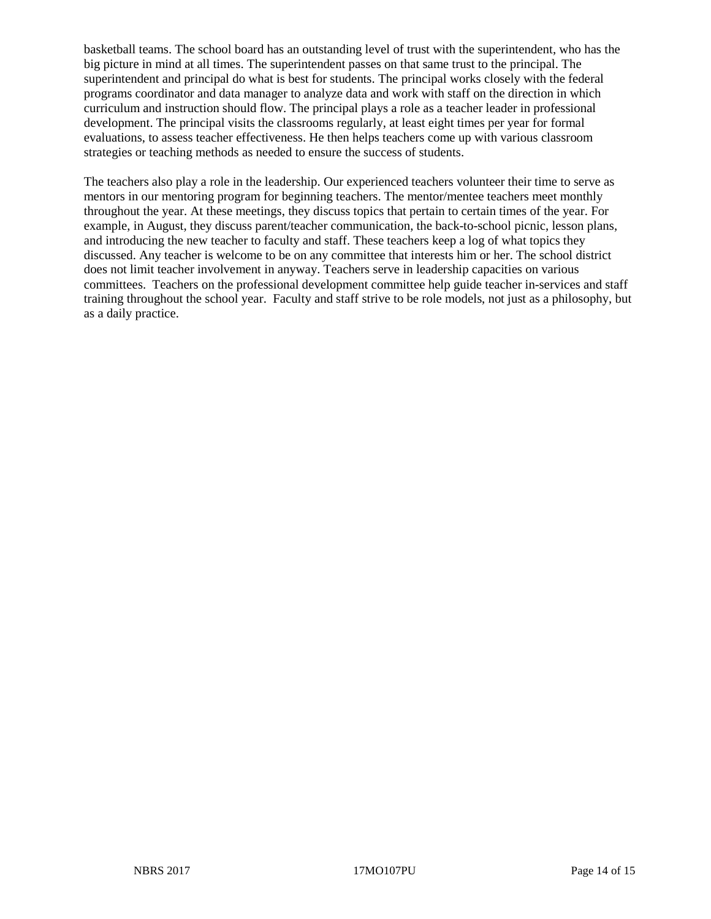basketball teams. The school board has an outstanding level of trust with the superintendent, who has the big picture in mind at all times. The superintendent passes on that same trust to the principal. The superintendent and principal do what is best for students. The principal works closely with the federal programs coordinator and data manager to analyze data and work with staff on the direction in which curriculum and instruction should flow. The principal plays a role as a teacher leader in professional development. The principal visits the classrooms regularly, at least eight times per year for formal evaluations, to assess teacher effectiveness. He then helps teachers come up with various classroom strategies or teaching methods as needed to ensure the success of students.

The teachers also play a role in the leadership. Our experienced teachers volunteer their time to serve as mentors in our mentoring program for beginning teachers. The mentor/mentee teachers meet monthly throughout the year. At these meetings, they discuss topics that pertain to certain times of the year. For example, in August, they discuss parent/teacher communication, the back-to-school picnic, lesson plans, and introducing the new teacher to faculty and staff. These teachers keep a log of what topics they discussed. Any teacher is welcome to be on any committee that interests him or her. The school district does not limit teacher involvement in anyway. Teachers serve in leadership capacities on various committees. Teachers on the professional development committee help guide teacher in-services and staff training throughout the school year. Faculty and staff strive to be role models, not just as a philosophy, but as a daily practice.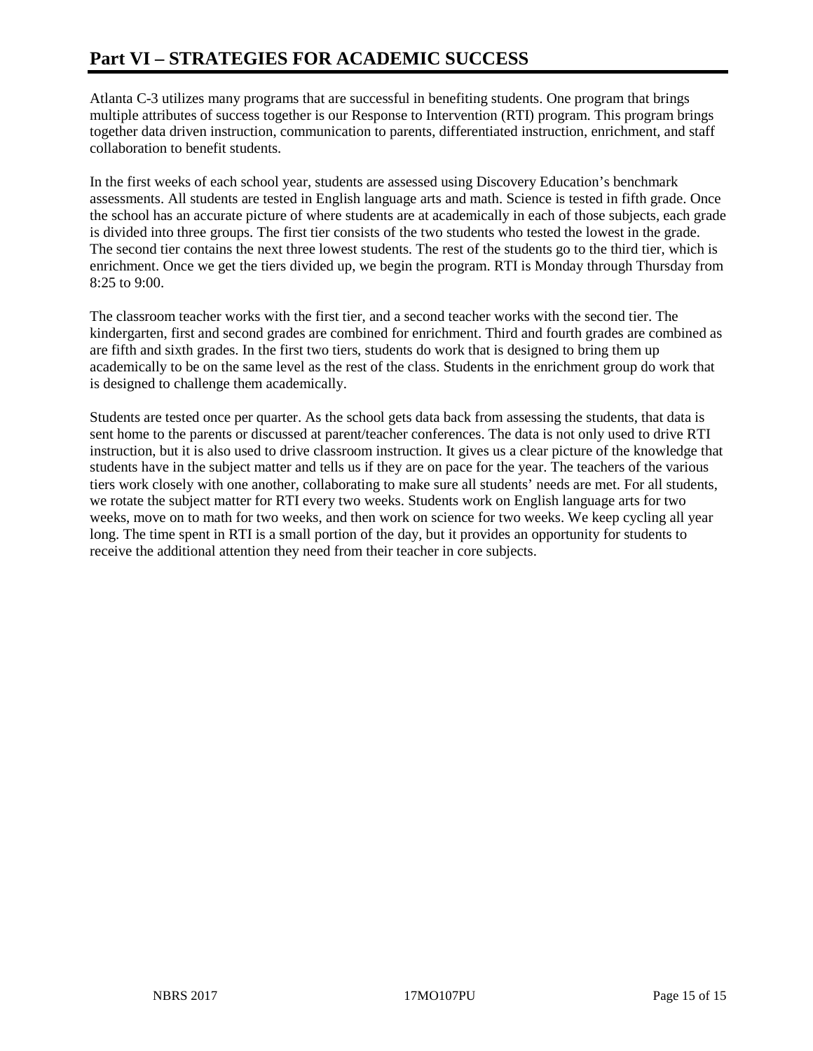# Part VI – STRATEGIES FOR ACADEMIC SUCCESS

Atlanta C-3 utilizes many programs that are successful in benefiting students. One program that brings multiple attributes of success together is our Response to Intervention (RTI) program. This program brings together data driven instruction, communication to parents, differentiated instruction, enrichment, and staff collaboration to benefit students.

In the first weeks of each school year, students are assessed using Discovery Education's benchmark assessments. All students are tested in English language arts and math. Science is tested in fifth grade. Once the school has an accurate picture of where students are at academically in each of those subjects, each grade is divided into three groups. The first tier consists of the two students who tested the lowest in the grade. The second tier contains the next three lowest students. The rest of the students go to the third tier, which is enrichment. Once we get the tiers divided up, we begin the program. RTI is Monday through Thursday from 8:25 to 9:00.

The classroom teacher works with the first tier, and a second teacher works with the second tier. The kindergarten, first and second grades are combined for enrichment. Third and fourth grades are combined as are fifth and sixth grades. In the first two tiers, students do work that is designed to bring them up academically to be on the same level as the rest of the class. Students in the enrichment group do work that is designed to challenge them academically.

Students are tested once per quarter. As the school gets data back from assessing the students, that data is sent home to the parents or discussed at parent/teacher conferences. The data is not only used to drive RTI instruction, but it is also used to drive classroom instruction. It gives us a clear picture of the knowledge that students have in the subject matter and tells us if they are on pace for the year. The teachers of the various tiers work closely with one another, collaborating to make sure all students' needs are met. For all students, we rotate the subject matter for RTI every two weeks. Students work on English language arts for two weeks, move on to math for two weeks, and then work on science for two weeks. We keep cycling all year long. The time spent in RTI is a small portion of the day, but it provides an opportunity for students to receive the additional attention they need from their teacher in core subjects.